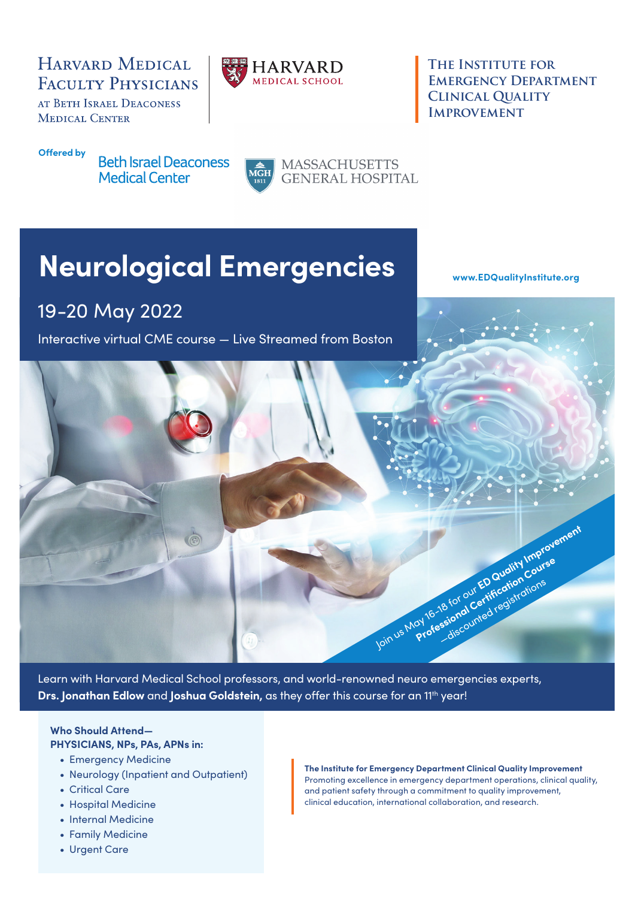Harvard Medical Faculty Physicians at Beth Israel Deaconess Medical Center

Harvard Medical School

The Institute for Emergency Department Clinical Quality Improvement

**Offered by** Beth Israel Deaconess Medical Center | Massachusetts General Hospital

# Neurological Emergencies

## 19-20 May 2022

Interactive virtual CME course — Live Streamed from Boston

www.EDQualityInstitute.org

Join us May 16-18 for our **ED Quality Improvement Professional Certification Course** —discounted registrations

Learn with Harvard Medical School professors, and world-renowned neuro emergencies experts, **Drs. Jonathan Edlow** and **Joshua Goldstein,** as they offer this course for an 11th year!

**Who Should Attend— PHYSICIANS, NPs, PAs, APNs in:**

- Emergency Medicine
- Neurology (Inpatient and Outpatient)
- Critical Care
- Hospital Medicine
- Internal Medicine
- Family Medicine
- Urgent Care

**The Institute for Emergency Department Clinical Quality Improvement**
Promoting excellence in emergency department operations, clinical quality, and patient safety through a commitment to quality improvement, clinical education, international collaboration, and research.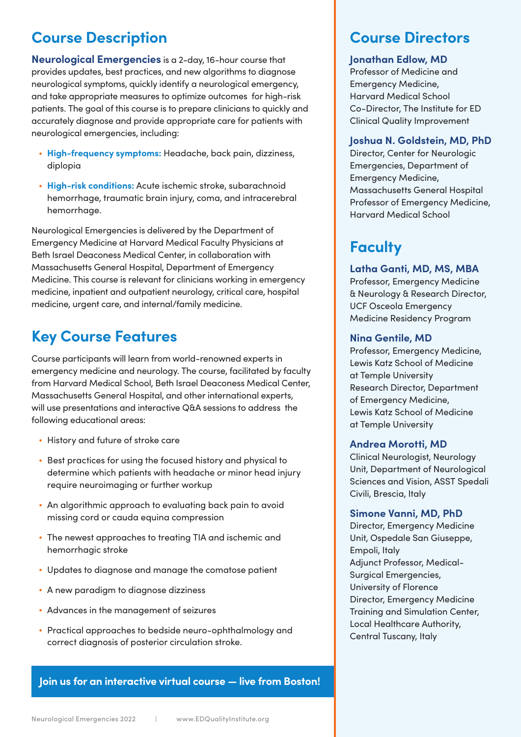## Course Description

**Neurological Emergencies** is a 2-day, 16-hour course that provides updates, best practices, and new algorithms to diagnose neurological symptoms, quickly identify a neurological emergency, and take appropriate measures to optimize outcomes for high-risk patients. The goal of this course is to prepare clinicians to quickly and accurately diagnose and provide appropriate care for patients with neurological emergencies, including:

- **High-frequency symptoms:** Headache, back pain, dizziness, diplopia
- **High-risk conditions:** Acute ischemic stroke, subarachnoid hemorrhage, traumatic brain injury, coma, and intracerebral hemorrhage.

Neurological Emergencies is delivered by the Department of Emergency Medicine at Harvard Medical Faculty Physicians at Beth Israel Deaconess Medical Center, in collaboration with Massachusetts General Hospital, Department of Emergency Medicine. This course is relevant for clinicians working in emergency medicine, inpatient and outpatient neurology, critical care, hospital medicine, urgent care, and internal/family medicine.

## Key Course Features

Course participants will learn from world-renowned experts in emergency medicine and neurology. The course, facilitated by faculty from Harvard Medical School, Beth Israel Deaconess Medical Center, Massachusetts General Hospital, and other international experts, will use presentations and interactive Q&A sessions to address the following educational areas:

- History and future of stroke care
- Best practices for using the focused history and physical to determine which patients with headache or minor head injury require neuroimaging or further workup
- An algorithmic approach to evaluating back pain to avoid missing cord or cauda equina compression
- The newest approaches to treating TIA and ischemic and hemorrhagic stroke
- Updates to diagnose and manage the comatose patient
- A new paradigm to diagnose dizziness
- Advances in the management of seizures
- Practical approaches to bedside neuro-ophthalmology and correct diagnosis of posterior circulation stroke.

**Join us for an interactive virtual course — live from Boston!**

## Course Directors

**Jonathan Edlow, MD**
Professor of Medicine and Emergency Medicine, Harvard Medical School
Co-Director, The Institute for ED Clinical Quality Improvement

**Joshua N. Goldstein, MD, PhD**
Director, Center for Neurologic Emergencies, Department of Emergency Medicine, Massachusetts General Hospital
Professor of Emergency Medicine, Harvard Medical School

## Faculty

**Latha Ganti, MD, MS, MBA**
Professor, Emergency Medicine & Neurology & Research Director, UCF Osceola Emergency Medicine Residency Program

**Nina Gentile, MD**
Professor, Emergency Medicine, Lewis Katz School of Medicine at Temple University
Research Director, Department of Emergency Medicine, Lewis Katz School of Medicine at Temple University

**Andrea Morotti, MD**
Clinical Neurologist, Neurology Unit, Department of Neurological Sciences and Vision, ASST Spedali Civili, Brescia, Italy

**Simone Vanni, MD, PhD**
Director, Emergency Medicine Unit, Ospedale San Giuseppe, Empoli, Italy
Adjunct Professor, Medical-Surgical Emergencies, University of Florence
Director, Emergency Medicine Training and Simulation Center, Local Healthcare Authority, Central Tuscany, Italy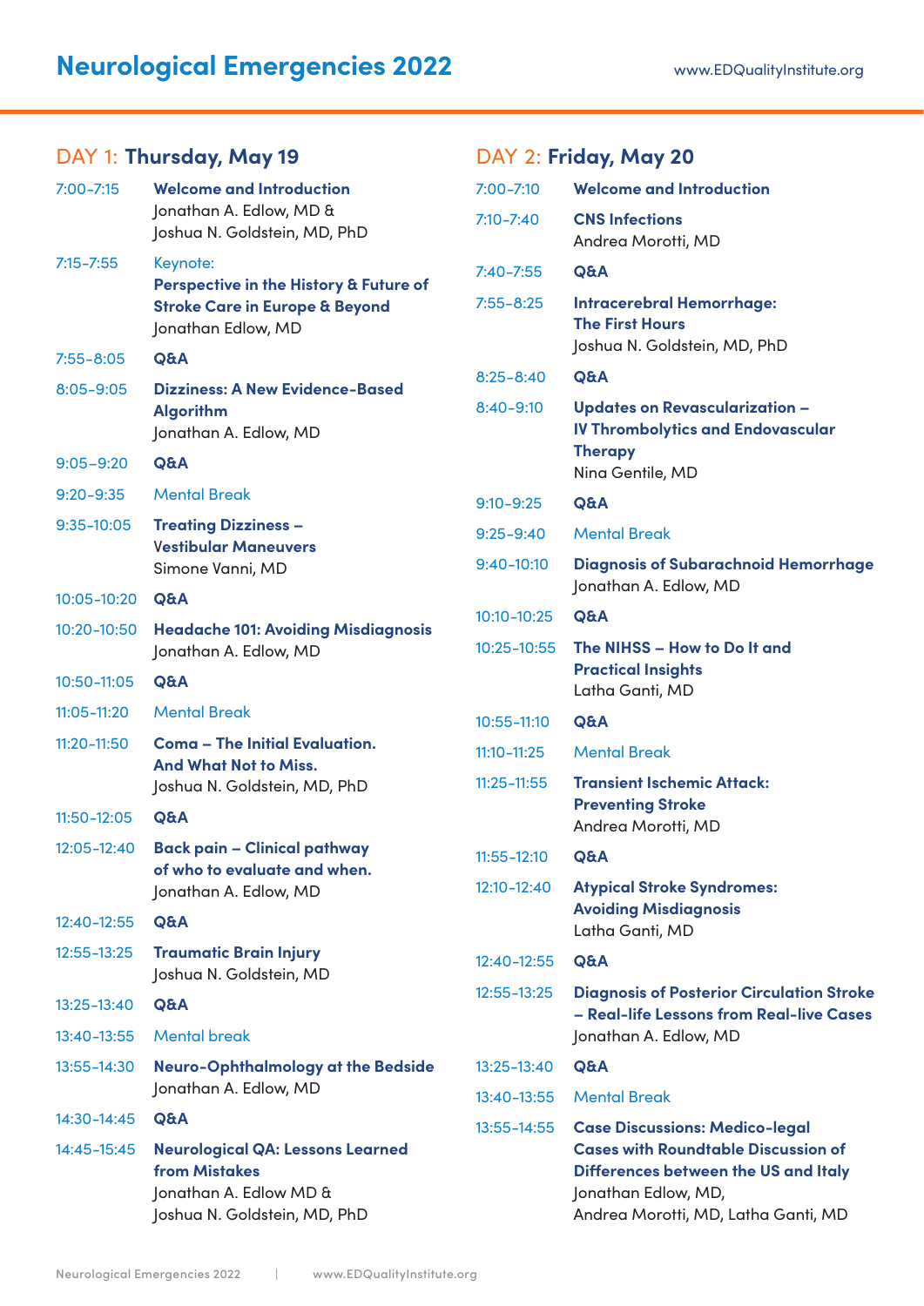# Neurological Emergencies 2022

www.EDQualityInstitute.org

## DAY 1: Thursday, May 19

| | |
|---|---|
| 7:00-7:15 | **Welcome and Introduction**<br>Jonathan A. Edlow, MD &<br>Joshua N. Goldstein, MD, PhD |
| 7:15-7:55 | Keynote:<br>**Perspective in the History & Future of Stroke Care in Europe & Beyond**<br>Jonathan Edlow, MD |
| 7:55-8:05 | **Q&A** |
| 8:05-9:05 | **Dizziness: A New Evidence-Based Algorithm**<br>Jonathan A. Edlow, MD |
| 9:05–9:20 | **Q&A** |
| 9:20-9:35 | Mental Break |
| 9:35-10:05 | **Treating Dizziness – Vestibular Maneuvers**<br>Simone Vanni, MD |
| 10:05-10:20 | **Q&A** |
| 10:20-10:50 | **Headache 101: Avoiding Misdiagnosis**<br>Jonathan A. Edlow, MD |
| 10:50-11:05 | **Q&A** |
| 11:05-11:20 | Mental Break |
| 11:20-11:50 | **Coma – The Initial Evaluation. And What Not to Miss.**<br>Joshua N. Goldstein, MD, PhD |
| 11:50-12:05 | **Q&A** |
| 12:05-12:40 | **Back pain – Clinical pathway of who to evaluate and when.**<br>Jonathan A. Edlow, MD |
| 12:40-12:55 | **Q&A** |
| 12:55-13:25 | **Traumatic Brain Injury**<br>Joshua N. Goldstein, MD |
| 13:25-13:40 | **Q&A** |
| 13:40-13:55 | Mental break |
| 13:55-14:30 | **Neuro-Ophthalmology at the Bedside**<br>Jonathan A. Edlow, MD |
| 14:30-14:45 | **Q&A** |
| 14:45-15:45 | **Neurological QA: Lessons Learned from Mistakes**<br>Jonathan A. Edlow MD &<br>Joshua N. Goldstein, MD, PhD |

## DAY 2: Friday, May 20

| | |
|---|---|
| 7:00-7:10 | **Welcome and Introduction** |
| 7:10-7:40 | **CNS Infections**<br>Andrea Morotti, MD |
| 7:40-7:55 | **Q&A** |
| 7:55-8:25 | **Intracerebral Hemorrhage: The First Hours**<br>Joshua N. Goldstein, MD, PhD |
| 8:25-8:40 | **Q&A** |
| 8:40-9:10 | **Updates on Revascularization – IV Thrombolytics and Endovascular Therapy**<br>Nina Gentile, MD |
| 9:10-9:25 | **Q&A** |
| 9:25-9:40 | Mental Break |
| 9:40-10:10 | **Diagnosis of Subarachnoid Hemorrhage**<br>Jonathan A. Edlow, MD |
| 10:10-10:25 | **Q&A** |
| 10:25-10:55 | **The NIHSS – How to Do It and Practical Insights**<br>Latha Ganti, MD |
| 10:55-11:10 | **Q&A** |
| 11:10-11:25 | Mental Break |
| 11:25-11:55 | **Transient Ischemic Attack: Preventing Stroke**<br>Andrea Morotti, MD |
| 11:55-12:10 | **Q&A** |
| 12:10-12:40 | **Atypical Stroke Syndromes: Avoiding Misdiagnosis**<br>Latha Ganti, MD |
| 12:40-12:55 | **Q&A** |
| 12:55-13:25 | **Diagnosis of Posterior Circulation Stroke – Real-life Lessons from Real-live Cases**<br>Jonathan A. Edlow, MD |
| 13:25-13:40 | **Q&A** |
| 13:40-13:55 | Mental Break |
| 13:55-14:55 | **Case Discussions: Medico-legal Cases with Roundtable Discussion of Differences between the US and Italy**<br>Jonathan Edlow, MD,<br>Andrea Morotti, MD, Latha Ganti, MD |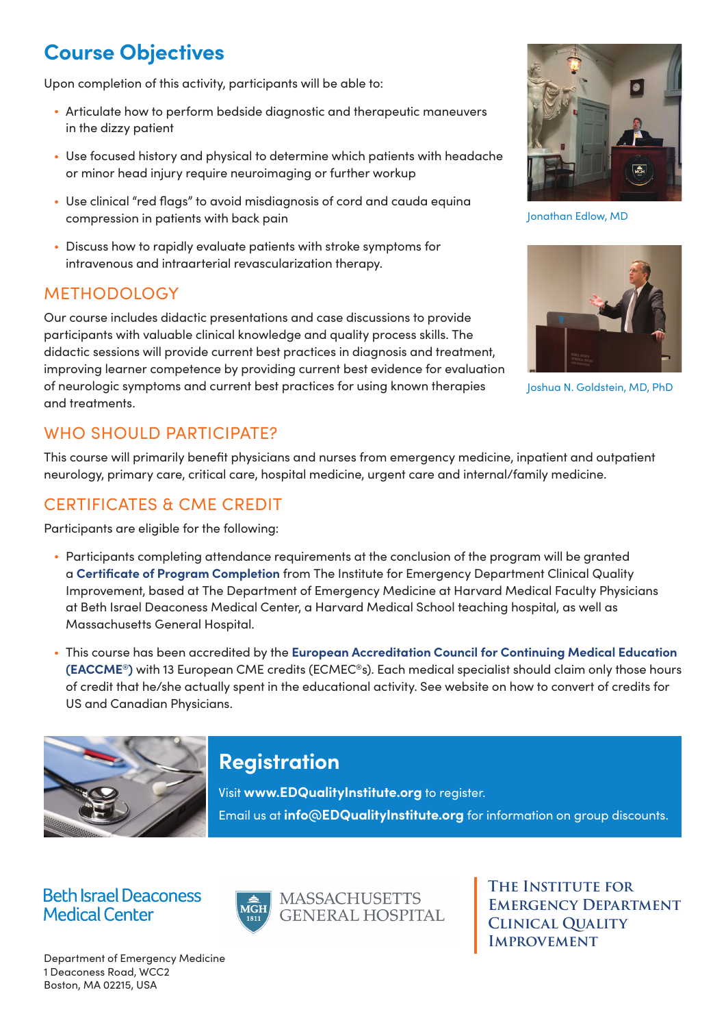## Course Objectives

Upon completion of this activity, participants will be able to:

- Articulate how to perform bedside diagnostic and therapeutic maneuvers in the dizzy patient
- Use focused history and physical to determine which patients with headache or minor head injury require neuroimaging or further workup
- Use clinical "red flags" to avoid misdiagnosis of cord and cauda equina compression in patients with back pain
- Discuss how to rapidly evaluate patients with stroke symptoms for intravenous and intraarterial revascularization therapy.

Jonathan Edlow, MD

Joshua N. Goldstein, MD, PhD

### METHODOLOGY

Our course includes didactic presentations and case discussions to provide participants with valuable clinical knowledge and quality process skills. The didactic sessions will provide current best practices in diagnosis and treatment, improving learner competence by providing current best evidence for evaluation of neurologic symptoms and current best practices for using known therapies and treatments.

### WHO SHOULD PARTICIPATE?

This course will primarily benefit physicians and nurses from emergency medicine, inpatient and outpatient neurology, primary care, critical care, hospital medicine, urgent care and internal/family medicine.

### CERTIFICATES & CME CREDIT

Participants are eligible for the following:

- Participants completing attendance requirements at the conclusion of the program will be granted a **Certificate of Program Completion** from The Institute for Emergency Department Clinical Quality Improvement, based at The Department of Emergency Medicine at Harvard Medical Faculty Physicians at Beth Israel Deaconess Medical Center, a Harvard Medical School teaching hospital, as well as Massachusetts General Hospital.
- This course has been accredited by the **European Accreditation Council for Continuing Medical Education (EACCME®)** with 13 European CME credits (ECMEC®s). Each medical specialist should claim only those hours of credit that he/she actually spent in the educational activity. See website on how to convert of credits for US and Canadian Physicians.

## Registration

Visit **www.EDQualityInstitute.org** to register.

Email us at **info@EDQualityInstitute.org** for information on group discounts.

Beth Israel Deaconess Medical Center

MASSACHUSETTS GENERAL HOSPITAL

THE INSTITUTE FOR EMERGENCY DEPARTMENT CLINICAL QUALITY IMPROVEMENT

Department of Emergency Medicine
1 Deaconess Road, WCC2
Boston, MA 02215, USA